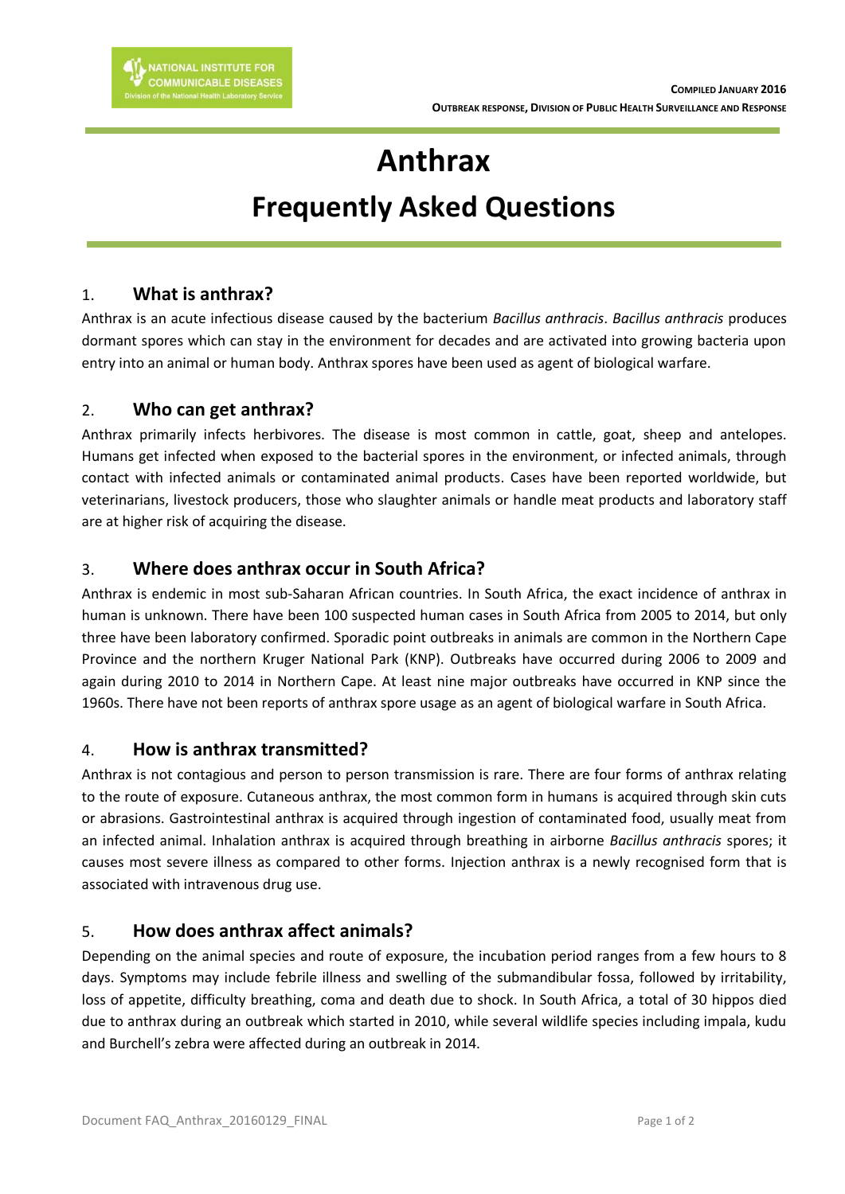NATIONAL INSTITUTE FOR COMMUNICABLE DISEASES
Division of the National Health Laboratory Service

COMPILED JANUARY 2016
OUTBREAK RESPONSE, DIVISION OF PUBLIC HEALTH SURVEILLANCE AND RESPONSE

# Anthrax
# Frequently Asked Questions

## 1. What is anthrax?

Anthrax is an acute infectious disease caused by the bacterium *Bacillus anthracis*. *Bacillus anthracis* produces dormant spores which can stay in the environment for decades and are activated into growing bacteria upon entry into an animal or human body. Anthrax spores have been used as agent of biological warfare.

## 2. Who can get anthrax?

Anthrax primarily infects herbivores. The disease is most common in cattle, goat, sheep and antelopes. Humans get infected when exposed to the bacterial spores in the environment, or infected animals, through contact with infected animals or contaminated animal products. Cases have been reported worldwide, but veterinarians, livestock producers, those who slaughter animals or handle meat products and laboratory staff are at higher risk of acquiring the disease.

## 3. Where does anthrax occur in South Africa?

Anthrax is endemic in most sub-Saharan African countries. In South Africa, the exact incidence of anthrax in human is unknown. There have been 100 suspected human cases in South Africa from 2005 to 2014, but only three have been laboratory confirmed. Sporadic point outbreaks in animals are common in the Northern Cape Province and the northern Kruger National Park (KNP). Outbreaks have occurred during 2006 to 2009 and again during 2010 to 2014 in Northern Cape. At least nine major outbreaks have occurred in KNP since the 1960s. There have not been reports of anthrax spore usage as an agent of biological warfare in South Africa.

## 4. How is anthrax transmitted?

Anthrax is not contagious and person to person transmission is rare. There are four forms of anthrax relating to the route of exposure. Cutaneous anthrax, the most common form in humans is acquired through skin cuts or abrasions. Gastrointestinal anthrax is acquired through ingestion of contaminated food, usually meat from an infected animal. Inhalation anthrax is acquired through breathing in airborne *Bacillus anthracis* spores; it causes most severe illness as compared to other forms. Injection anthrax is a newly recognised form that is associated with intravenous drug use.

## 5. How does anthrax affect animals?

Depending on the animal species and route of exposure, the incubation period ranges from a few hours to 8 days. Symptoms may include febrile illness and swelling of the submandibular fossa, followed by irritability, loss of appetite, difficulty breathing, coma and death due to shock. In South Africa, a total of 30 hippos died due to anthrax during an outbreak which started in 2010, while several wildlife species including impala, kudu and Burchell's zebra were affected during an outbreak in 2014.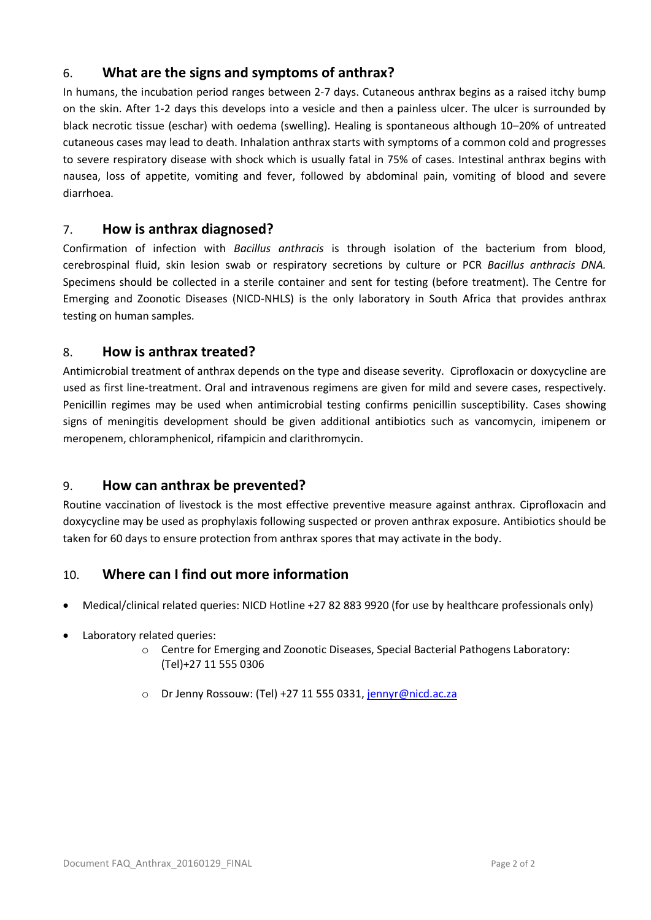## 6. What are the signs and symptoms of anthrax?

In humans, the incubation period ranges between 2-7 days. Cutaneous anthrax begins as a raised itchy bump on the skin. After 1-2 days this develops into a vesicle and then a painless ulcer. The ulcer is surrounded by black necrotic tissue (eschar) with oedema (swelling). Healing is spontaneous although 10–20% of untreated cutaneous cases may lead to death. Inhalation anthrax starts with symptoms of a common cold and progresses to severe respiratory disease with shock which is usually fatal in 75% of cases. Intestinal anthrax begins with nausea, loss of appetite, vomiting and fever, followed by abdominal pain, vomiting of blood and severe diarrhoea.

## 7. How is anthrax diagnosed?

Confirmation of infection with *Bacillus anthracis* is through isolation of the bacterium from blood, cerebrospinal fluid, skin lesion swab or respiratory secretions by culture or PCR *Bacillus anthracis DNA.* Specimens should be collected in a sterile container and sent for testing (before treatment). The Centre for Emerging and Zoonotic Diseases (NICD-NHLS) is the only laboratory in South Africa that provides anthrax testing on human samples.

## 8. How is anthrax treated?

Antimicrobial treatment of anthrax depends on the type and disease severity. Ciprofloxacin or doxycycline are used as first line-treatment. Oral and intravenous regimens are given for mild and severe cases, respectively. Penicillin regimes may be used when antimicrobial testing confirms penicillin susceptibility. Cases showing signs of meningitis development should be given additional antibiotics such as vancomycin, imipenem or meropenem, chloramphenicol, rifampicin and clarithromycin.

## 9. How can anthrax be prevented?

Routine vaccination of livestock is the most effective preventive measure against anthrax. Ciprofloxacin and doxycycline may be used as prophylaxis following suspected or proven anthrax exposure. Antibiotics should be taken for 60 days to ensure protection from anthrax spores that may activate in the body.

## 10. Where can I find out more information

- Medical/clinical related queries: NICD Hotline +27 82 883 9920 (for use by healthcare professionals only)
- Laboratory related queries:
  - Centre for Emerging and Zoonotic Diseases, Special Bacterial Pathogens Laboratory: (Tel)+27 11 555 0306
  - Dr Jenny Rossouw: (Tel) +27 11 555 0331, jennyr@nicd.ac.za